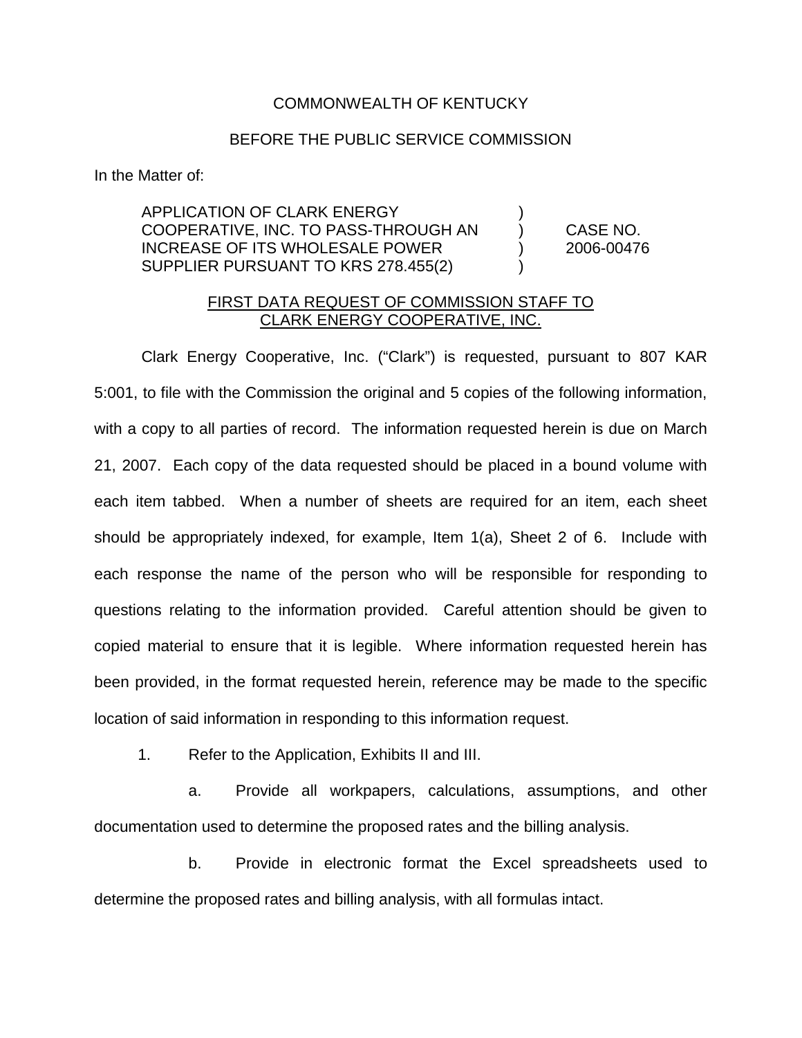COMMONWEALTH OF KENTUCKY

BEFORE THE PUBLIC SERVICE COMMISSION

In the Matter of:

| | | |
|---|---|---|
| APPLICATION OF CLARK ENERGY COOPERATIVE, INC. TO PASS-THROUGH AN INCREASE OF ITS WHOLESALE POWER SUPPLIER PURSUANT TO KRS 278.455(2) | ) ) ) ) | CASE NO. 2006-00476 |

FIRST DATA REQUEST OF COMMISSION STAFF TO CLARK ENERGY COOPERATIVE, INC.

Clark Energy Cooperative, Inc. ("Clark") is requested, pursuant to 807 KAR 5:001, to file with the Commission the original and 5 copies of the following information, with a copy to all parties of record. The information requested herein is due on March 21, 2007. Each copy of the data requested should be placed in a bound volume with each item tabbed. When a number of sheets are required for an item, each sheet should be appropriately indexed, for example, Item 1(a), Sheet 2 of 6. Include with each response the name of the person who will be responsible for responding to questions relating to the information provided. Careful attention should be given to copied material to ensure that it is legible. Where information requested herein has been provided, in the format requested herein, reference may be made to the specific location of said information in responding to this information request.

1. Refer to the Application, Exhibits II and III.

   a. Provide all workpapers, calculations, assumptions, and other documentation used to determine the proposed rates and the billing analysis.

   b. Provide in electronic format the Excel spreadsheets used to determine the proposed rates and billing analysis, with all formulas intact.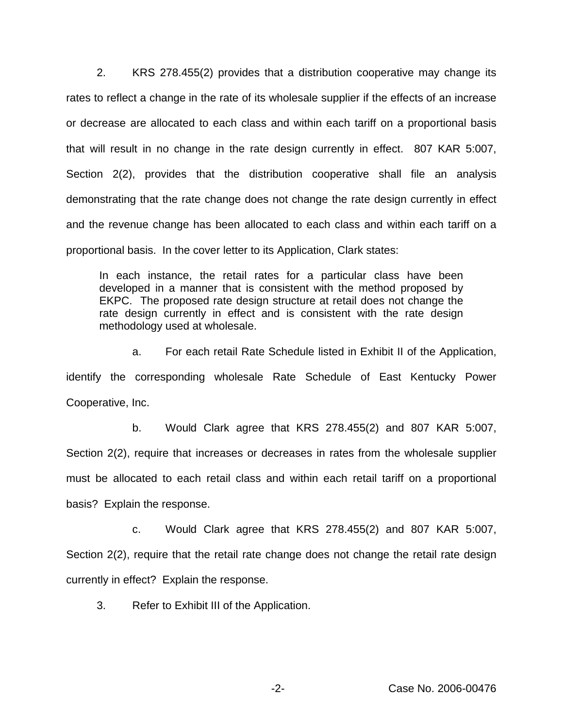2. KRS 278.455(2) provides that a distribution cooperative may change its rates to reflect a change in the rate of its wholesale supplier if the effects of an increase or decrease are allocated to each class and within each tariff on a proportional basis that will result in no change in the rate design currently in effect. 807 KAR 5:007, Section 2(2), provides that the distribution cooperative shall file an analysis demonstrating that the rate change does not change the rate design currently in effect and the revenue change has been allocated to each class and within each tariff on a proportional basis. In the cover letter to its Application, Clark states:

> In each instance, the retail rates for a particular class have been developed in a manner that is consistent with the method proposed by EKPC. The proposed rate design structure at retail does not change the rate design currently in effect and is consistent with the rate design methodology used at wholesale.

a. For each retail Rate Schedule listed in Exhibit II of the Application, identify the corresponding wholesale Rate Schedule of East Kentucky Power Cooperative, Inc.

b. Would Clark agree that KRS 278.455(2) and 807 KAR 5:007, Section 2(2), require that increases or decreases in rates from the wholesale supplier must be allocated to each retail class and within each retail tariff on a proportional basis? Explain the response.

c. Would Clark agree that KRS 278.455(2) and 807 KAR 5:007, Section 2(2), require that the retail rate change does not change the retail rate design currently in effect? Explain the response.

3. Refer to Exhibit III of the Application.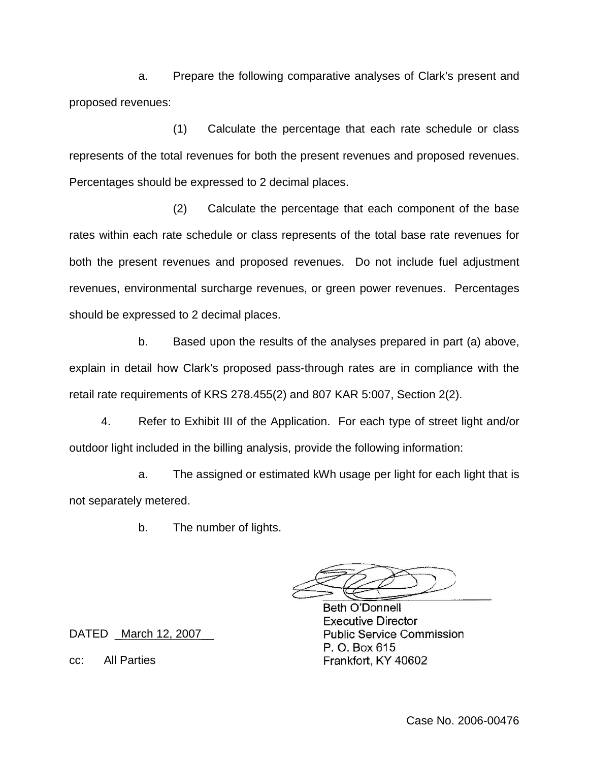a. Prepare the following comparative analyses of Clark's present and proposed revenues:

(1) Calculate the percentage that each rate schedule or class represents of the total revenues for both the present revenues and proposed revenues. Percentages should be expressed to 2 decimal places.

(2) Calculate the percentage that each component of the base rates within each rate schedule or class represents of the total base rate revenues for both the present revenues and proposed revenues. Do not include fuel adjustment revenues, environmental surcharge revenues, or green power revenues. Percentages should be expressed to 2 decimal places.

b. Based upon the results of the analyses prepared in part (a) above, explain in detail how Clark's proposed pass-through rates are in compliance with the retail rate requirements of KRS 278.455(2) and 807 KAR 5:007, Section 2(2).

4. Refer to Exhibit III of the Application. For each type of street light and/or outdoor light included in the billing analysis, provide the following information:

a. The assigned or estimated kWh usage per light for each light that is not separately metered.

b. The number of lights.

Beth O'Donnell
Executive Director
Public Service Commission
P. O. Box 615
Frankfort, KY 40602

DATED March 12, 2007

cc: All Parties

Case No. 2006-00476